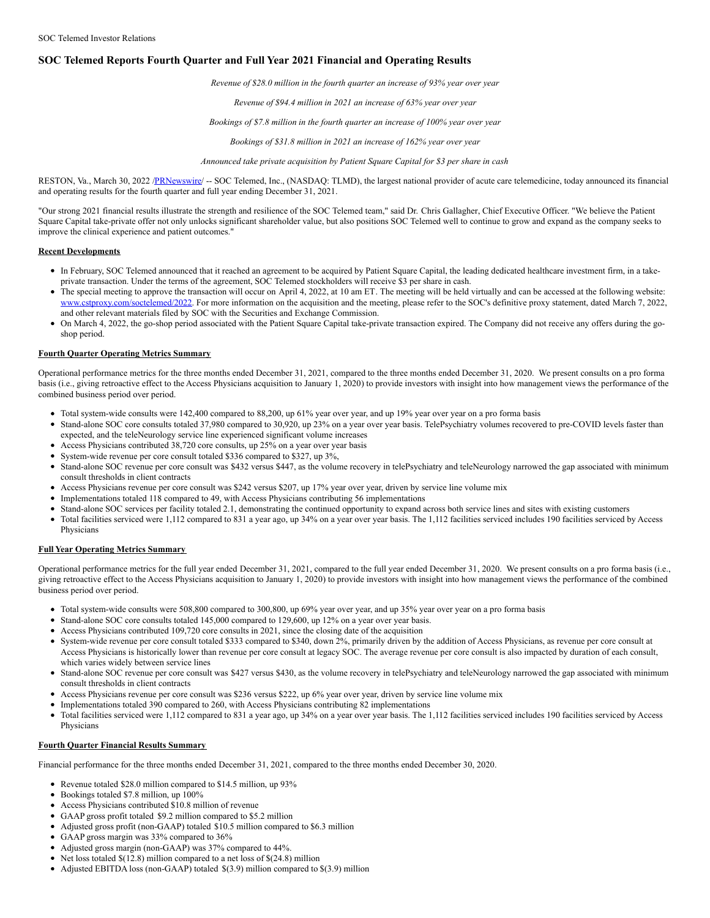SOC Telemed Investor Relations

# SOC Telemed Reports Fourth Quarter and Full Year 2021 Financial and Operating Results

*Revenue of $28.0 million in the fourth quarter an increase of 93% year over year*

*Revenue of $94.4 million in 2021 an increase of 63% year over year*

*Bookings of $7.8 million in the fourth quarter an increase of 100% year over year*

*Bookings of $31.8 million in 2021 an increase of 162% year over year*

*Announced take private acquisition by Patient Square Capital for $3 per share in cash*

RESTON, Va., March 30, 2022 /PRNewswire/ -- SOC Telemed, Inc., (NASDAQ: TLMD), the largest national provider of acute care telemedicine, today announced its financial and operating results for the fourth quarter and full year ending December 31, 2021.

"Our strong 2021 financial results illustrate the strength and resilience of the SOC Telemed team," said Dr. Chris Gallagher, Chief Executive Officer. "We believe the Patient Square Capital take-private offer not only unlocks significant shareholder value, but also positions SOC Telemed well to continue to grow and expand as the company seeks to improve the clinical experience and patient outcomes."

**Recent Developments**

- In February, SOC Telemed announced that it reached an agreement to be acquired by Patient Square Capital, the leading dedicated healthcare investment firm, in a take-private transaction. Under the terms of the agreement, SOC Telemed stockholders will receive $3 per share in cash.
- The special meeting to approve the transaction will occur on April 4, 2022, at 10 am ET. The meeting will be held virtually and can be accessed at the following website: www.cstproxy.com/soctelemed/2022. For more information on the acquisition and the meeting, please refer to the SOC's definitive proxy statement, dated March 7, 2022, and other relevant materials filed by SOC with the Securities and Exchange Commission.
- On March 4, 2022, the go-shop period associated with the Patient Square Capital take-private transaction expired. The Company did not receive any offers during the go-shop period.

**Fourth Quarter Operating Metrics Summary**

Operational performance metrics for the three months ended December 31, 2021, compared to the three months ended December 31, 2020. We present consults on a pro forma basis (i.e., giving retroactive effect to the Access Physicians acquisition to January 1, 2020) to provide investors with insight into how management views the performance of the combined business period over period.

- Total system-wide consults were 142,400 compared to 88,200, up 61% year over year, and up 19% year over year on a pro forma basis
- Stand-alone SOC core consults totaled 37,980 compared to 30,920, up 23% on a year over year basis. TelePsychiatry volumes recovered to pre-COVID levels faster than expected, and the teleNeurology service line experienced significant volume increases
- Access Physicians contributed 38,720 core consults, up 25% on a year over year basis
- System-wide revenue per core consult totaled $336 compared to $327, up 3%,
- Stand-alone SOC revenue per core consult was $432 versus $447, as the volume recovery in telePsychiatry and teleNeurology narrowed the gap associated with minimum consult thresholds in client contracts
- Access Physicians revenue per core consult was $242 versus $207, up 17% year over year, driven by service line volume mix
- Implementations totaled 118 compared to 49, with Access Physicians contributing 56 implementations
- Stand-alone SOC services per facility totaled 2.1, demonstrating the continued opportunity to expand across both service lines and sites with existing customers
- Total facilities serviced were 1,112 compared to 831 a year ago, up 34% on a year over year basis. The 1,112 facilities serviced includes 190 facilities serviced by Access Physicians

**Full Year Operating Metrics Summary**

Operational performance metrics for the full year ended December 31, 2021, compared to the full year ended December 31, 2020. We present consults on a pro forma basis (i.e., giving retroactive effect to the Access Physicians acquisition to January 1, 2020) to provide investors with insight into how management views the performance of the combined business period over period.

- Total system-wide consults were 508,800 compared to 300,800, up 69% year over year, and up 35% year over year on a pro forma basis
- Stand-alone SOC core consults totaled 145,000 compared to 129,600, up 12% on a year over year basis.
- Access Physicians contributed 109,720 core consults in 2021, since the closing date of the acquisition
- System-wide revenue per core consult totaled $333 compared to $340, down 2%, primarily driven by the addition of Access Physicians, as revenue per core consult at Access Physicians is historically lower than revenue per core consult at legacy SOC. The average revenue per core consult is also impacted by duration of each consult, which varies widely between service lines
- Stand-alone SOC revenue per core consult was $427 versus $430, as the volume recovery in telePsychiatry and teleNeurology narrowed the gap associated with minimum consult thresholds in client contracts
- Access Physicians revenue per core consult was $236 versus $222, up 6% year over year, driven by service line volume mix
- Implementations totaled 390 compared to 260, with Access Physicians contributing 82 implementations
- Total facilities serviced were 1,112 compared to 831 a year ago, up 34% on a year over year basis. The 1,112 facilities serviced includes 190 facilities serviced by Access Physicians

**Fourth Quarter Financial Results Summary**

Financial performance for the three months ended December 31, 2021, compared to the three months ended December 30, 2020.

- Revenue totaled $28.0 million compared to $14.5 million, up 93%
- Bookings totaled $7.8 million, up 100%
- Access Physicians contributed $10.8 million of revenue
- GAAP gross profit totaled $9.2 million compared to $5.2 million
- Adjusted gross profit (non-GAAP) totaled $10.5 million compared to $6.3 million
- GAAP gross margin was 33% compared to 36%
- Adjusted gross margin (non-GAAP) was 37% compared to 44%.
- Net loss totaled $(12.8) million compared to a net loss of $(24.8) million
- Adjusted EBITDA loss (non-GAAP) totaled $(3.9) million compared to $(3.9) million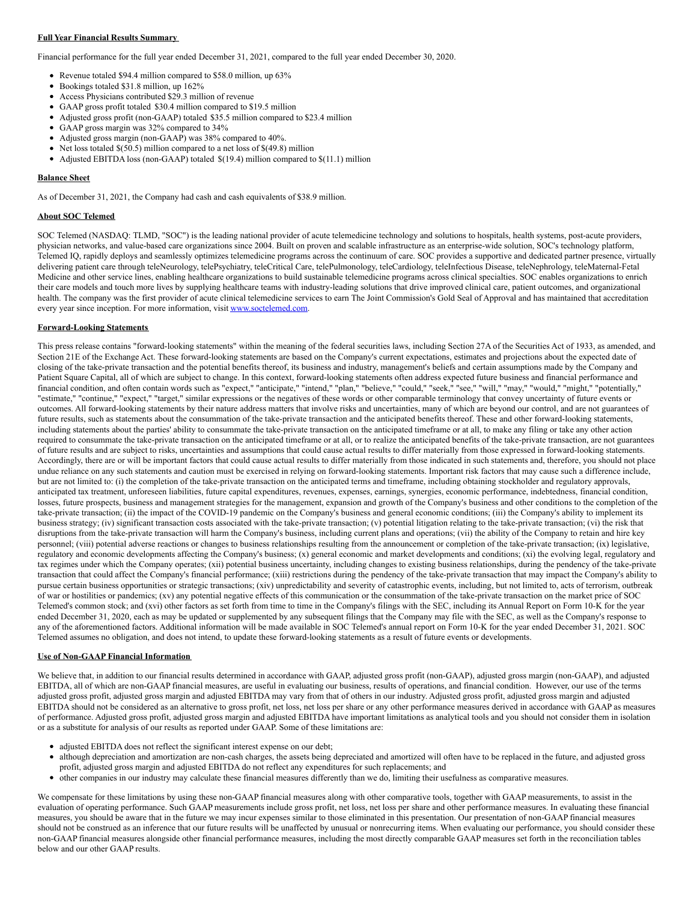**Full Year Financial Results Summary**

Financial performance for the full year ended December 31, 2021, compared to the full year ended December 30, 2020.

- Revenue totaled $94.4 million compared to $58.0 million, up 63%
- Bookings totaled $31.8 million, up 162%
- Access Physicians contributed $29.3 million of revenue
- GAAP gross profit totaled $30.4 million compared to $19.5 million
- Adjusted gross profit (non-GAAP) totaled $35.5 million compared to $23.4 million
- GAAP gross margin was 32% compared to 34%
- Adjusted gross margin (non-GAAP) was 38% compared to 40%.
- Net loss totaled $(50.5) million compared to a net loss of $(49.8) million
- Adjusted EBITDA loss (non-GAAP) totaled $(19.4) million compared to $(11.1) million

**Balance Sheet**

As of December 31, 2021, the Company had cash and cash equivalents of $38.9 million.

**About SOC Telemed**

SOC Telemed (NASDAQ: TLMD, "SOC") is the leading national provider of acute telemedicine technology and solutions to hospitals, health systems, post-acute providers, physician networks, and value-based care organizations since 2004. Built on proven and scalable infrastructure as an enterprise-wide solution, SOC's technology platform, Telemed IQ, rapidly deploys and seamlessly optimizes telemedicine programs across the continuum of care. SOC provides a supportive and dedicated partner presence, virtually delivering patient care through teleNeurology, telePsychiatry, teleCritical Care, telePulmonology, teleCardiology, teleInfectious Disease, teleNephrology, teleMaternal-Fetal Medicine and other service lines, enabling healthcare organizations to build sustainable telemedicine programs across clinical specialties. SOC enables organizations to enrich their care models and touch more lives by supplying healthcare teams with industry-leading solutions that drive improved clinical care, patient outcomes, and organizational health. The company was the first provider of acute clinical telemedicine services to earn The Joint Commission's Gold Seal of Approval and has maintained that accreditation every year since inception. For more information, visit www.soctelemed.com.

**Forward-Looking Statements**

This press release contains "forward-looking statements" within the meaning of the federal securities laws, including Section 27A of the Securities Act of 1933, as amended, and Section 21E of the Exchange Act. These forward-looking statements are based on the Company's current expectations, estimates and projections about the expected date of closing of the take-private transaction and the potential benefits thereof, its business and industry, management's beliefs and certain assumptions made by the Company and Patient Square Capital, all of which are subject to change. In this context, forward-looking statements often address expected future business and financial performance and financial condition, and often contain words such as "expect," "anticipate," "intend," "plan," "believe," "could," "seek," "see," "will," "may," "would," "might," "potentially," "estimate," "continue," "expect," "target," similar expressions or the negatives of these words or other comparable terminology that convey uncertainty of future events or outcomes. All forward-looking statements by their nature address matters that involve risks and uncertainties, many of which are beyond our control, and are not guarantees of future results, such as statements about the consummation of the take-private transaction and the anticipated benefits thereof. These and other forward-looking statements, including statements about the parties' ability to consummate the take-private transaction on the anticipated timeframe or at all, to make any filing or take any other action required to consummate the take-private transaction on the anticipated timeframe or at all, or to realize the anticipated benefits of the take-private transaction, are not guarantees of future results and are subject to risks, uncertainties and assumptions that could cause actual results to differ materially from those expressed in forward-looking statements. Accordingly, there are or will be important factors that could cause actual results to differ materially from those indicated in such statements and, therefore, you should not place undue reliance on any such statements and caution must be exercised in relying on forward-looking statements. Important risk factors that may cause such a difference include, but are not limited to: (i) the completion of the take-private transaction on the anticipated terms and timeframe, including obtaining stockholder and regulatory approvals, anticipated tax treatment, unforeseen liabilities, future capital expenditures, revenues, expenses, earnings, synergies, economic performance, indebtedness, financial condition, losses, future prospects, business and management strategies for the management, expansion and growth of the Company's business and other conditions to the completion of the take-private transaction; (ii) the impact of the COVID-19 pandemic on the Company's business and general economic conditions; (iii) the Company's ability to implement its business strategy; (iv) significant transaction costs associated with the take-private transaction; (v) potential litigation relating to the take-private transaction; (vi) the risk that disruptions from the take-private transaction will harm the Company's business, including current plans and operations; (vii) the ability of the Company to retain and hire key personnel; (viii) potential adverse reactions or changes to business relationships resulting from the announcement or completion of the take-private transaction; (ix) legislative, regulatory and economic developments affecting the Company's business; (x) general economic and market developments and conditions; (xi) the evolving legal, regulatory and tax regimes under which the Company operates; (xii) potential business uncertainty, including changes to existing business relationships, during the pendency of the take-private transaction that could affect the Company's financial performance; (xiii) restrictions during the pendency of the take-private transaction that may impact the Company's ability to pursue certain business opportunities or strategic transactions; (xiv) unpredictability and severity of catastrophic events, including, but not limited to, acts of terrorism, outbreak of war or hostilities or pandemics; (xv) any potential negative effects of this communication or the consummation of the take-private transaction on the market price of SOC Telemed's common stock; and (xvi) other factors as set forth from time to time in the Company's filings with the SEC, including its Annual Report on Form 10-K for the year ended December 31, 2020, each as may be updated or supplemented by any subsequent filings that the Company may file with the SEC, as well as the Company's response to any of the aforementioned factors. Additional information will be made available in SOC Telemed's annual report on Form 10-K for the year ended December 31, 2021. SOC Telemed assumes no obligation, and does not intend, to update these forward-looking statements as a result of future events or developments.

**Use of Non-GAAP Financial Information**

We believe that, in addition to our financial results determined in accordance with GAAP, adjusted gross profit (non-GAAP), adjusted gross margin (non-GAAP), and adjusted EBITDA, all of which are non-GAAP financial measures, are useful in evaluating our business, results of operations, and financial condition. However, our use of the terms adjusted gross profit, adjusted gross margin and adjusted EBITDA may vary from that of others in our industry. Adjusted gross profit, adjusted gross margin and adjusted EBITDA should not be considered as an alternative to gross profit, net loss, net loss per share or any other performance measures derived in accordance with GAAP as measures of performance. Adjusted gross profit, adjusted gross margin and adjusted EBITDA have important limitations as analytical tools and you should not consider them in isolation or as a substitute for analysis of our results as reported under GAAP. Some of these limitations are:

- adjusted EBITDA does not reflect the significant interest expense on our debt;
- although depreciation and amortization are non-cash charges, the assets being depreciated and amortized will often have to be replaced in the future, and adjusted gross profit, adjusted gross margin and adjusted EBITDA do not reflect any expenditures for such replacements; and
- other companies in our industry may calculate these financial measures differently than we do, limiting their usefulness as comparative measures.

We compensate for these limitations by using these non-GAAP financial measures along with other comparative tools, together with GAAP measurements, to assist in the evaluation of operating performance. Such GAAP measurements include gross profit, net loss, net loss per share and other performance measures. In evaluating these financial measures, you should be aware that in the future we may incur expenses similar to those eliminated in this presentation. Our presentation of non-GAAP financial measures should not be construed as an inference that our future results will be unaffected by unusual or nonrecurring items. When evaluating our performance, you should consider these non-GAAP financial measures alongside other financial performance measures, including the most directly comparable GAAP measures set forth in the reconciliation tables below and our other GAAP results.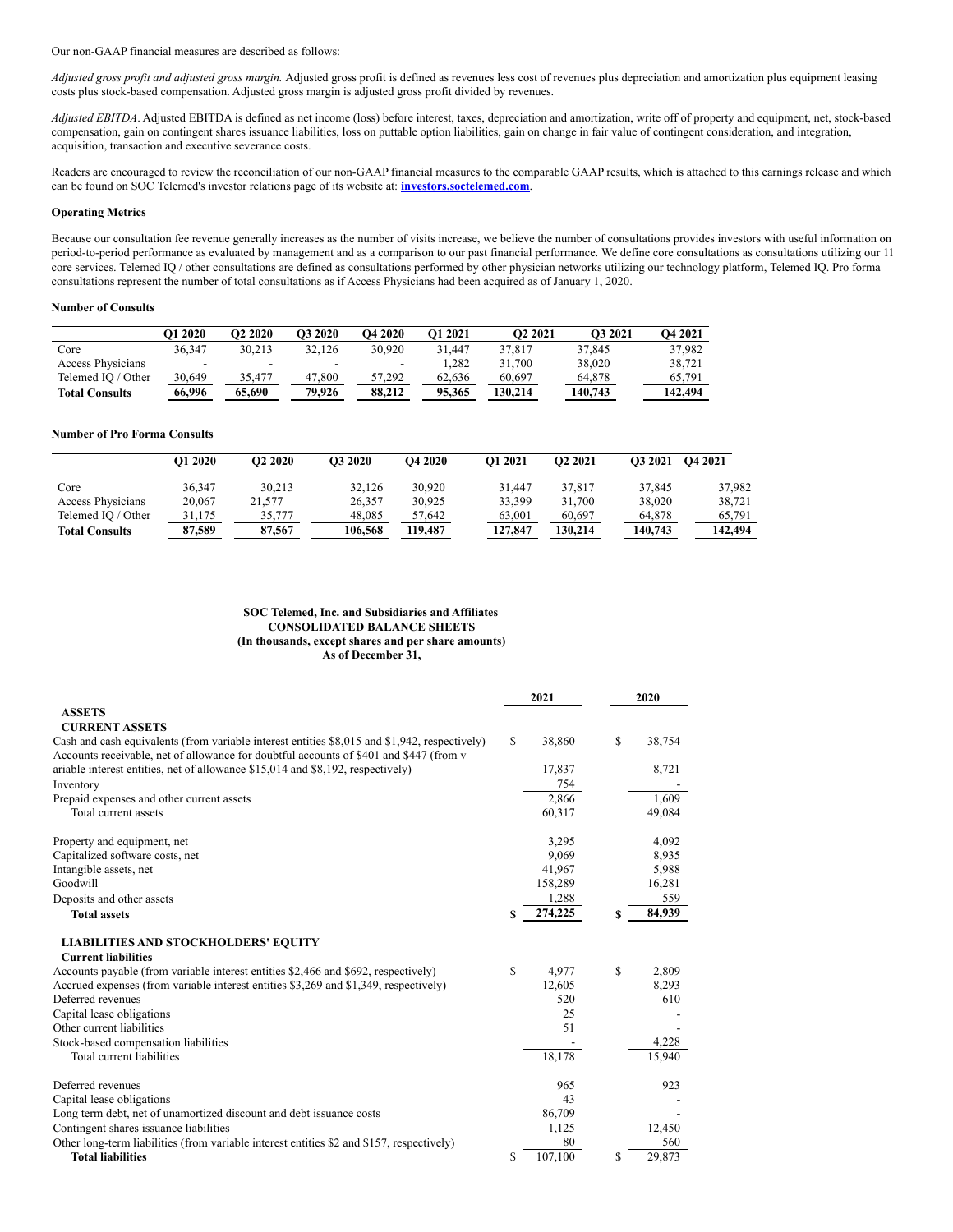Our non-GAAP financial measures are described as follows:

*Adjusted gross profit and adjusted gross margin.* Adjusted gross profit is defined as revenues less cost of revenues plus depreciation and amortization plus equipment leasing costs plus stock-based compensation. Adjusted gross margin is adjusted gross profit divided by revenues.

*Adjusted EBITDA*. Adjusted EBITDA is defined as net income (loss) before interest, taxes, depreciation and amortization, write off of property and equipment, net, stock-based compensation, gain on contingent shares issuance liabilities, loss on puttable option liabilities, gain on change in fair value of contingent consideration, and integration, acquisition, transaction and executive severance costs.

Readers are encouraged to review the reconciliation of our non-GAAP financial measures to the comparable GAAP results, which is attached to this earnings release and which can be found on SOC Telemed's investor relations page of its website at: **investors.soctelemed.com**.

**Operating Metrics**

Because our consultation fee revenue generally increases as the number of visits increase, we believe the number of consultations provides investors with useful information on period-to-period performance as evaluated by management and as a comparison to our past financial performance. We define core consultations as consultations utilizing our 11 core services. Telemed IQ / other consultations are defined as consultations performed by other physician networks utilizing our technology platform, Telemed IQ. Pro forma consultations represent the number of total consultations as if Access Physicians had been acquired as of January 1, 2020.

**Number of Consults**

| | Q1 2020 | Q2 2020 | Q3 2020 | Q4 2020 | Q1 2021 | Q2 2021 | Q3 2021 | Q4 2021 |
|---|---|---|---|---|---|---|---|---|
| Core | 36,347 | 30,213 | 32,126 | 30,920 | 31,447 | 37,817 | 37,845 | 37,982 |
| Access Physicians | - | - | - | - | 1,282 | 31,700 | 38,020 | 38,721 |
| Telemed IQ / Other | 30,649 | 35,477 | 47,800 | 57,292 | 62,636 | 60,697 | 64,878 | 65,791 |
| **Total Consults** | **66,996** | **65,690** | **79,926** | **88,212** | **95,365** | **130,214** | **140,743** | **142,494** |

**Number of Pro Forma Consults**

| | Q1 2020 | Q2 2020 | Q3 2020 | Q4 2020 | Q1 2021 | Q2 2021 | Q3 2021 | Q4 2021 |
|---|---|---|---|---|---|---|---|---|
| Core | 36,347 | 30,213 | 32,126 | 30,920 | 31,447 | 37,817 | 37,845 | 37,982 |
| Access Physicians | 20,067 | 21,577 | 26,357 | 30,925 | 33,399 | 31,700 | 38,020 | 38,721 |
| Telemed IQ / Other | 31,175 | 35,777 | 48,085 | 57,642 | 63,001 | 60,697 | 64,878 | 65,791 |
| **Total Consults** | **87,589** | **87,567** | **106,568** | **119,487** | **127,847** | **130,214** | **140,743** | **142,494** |

**SOC Telemed, Inc. and Subsidiaries and Affiliates**
**CONSOLIDATED BALANCE SHEETS**
**(In thousands, except shares and per share amounts)**
**As of December 31,**

| | 2021 | 2020 |
|---|---|---|
| **ASSETS** | | |
| **CURRENT ASSETS** | | |
| Cash and cash equivalents (from variable interest entities $8,015 and $1,942, respectively) | $ 38,860 | $ 38,754 |
| Accounts receivable, net of allowance for doubtful accounts of $401 and $447 (from variable interest entities, net of allowance $15,014 and $8,192, respectively) | 17,837 | 8,721 |
| Inventory | 754 | - |
| Prepaid expenses and other current assets | 2,866 | 1,609 |
| Total current assets | 60,317 | 49,084 |
| Property and equipment, net | 3,295 | 4,092 |
| Capitalized software costs, net | 9,069 | 8,935 |
| Intangible assets, net | 41,967 | 5,988 |
| Goodwill | 158,289 | 16,281 |
| Deposits and other assets | 1,288 | 559 |
| **Total assets** | **$ 274,225** | **$ 84,939** |
| **LIABILITIES AND STOCKHOLDERS' EQUITY** | | |
| **Current liabilities** | | |
| Accounts payable (from variable interest entities $2,466 and $692, respectively) | $ 4,977 | $ 2,809 |
| Accrued expenses (from variable interest entities $3,269 and $1,349, respectively) | 12,605 | 8,293 |
| Deferred revenues | 520 | 610 |
| Capital lease obligations | 25 | - |
| Other current liabilities | 51 | - |
| Stock-based compensation liabilities | - | 4,228 |
| Total current liabilities | 18,178 | 15,940 |
| Deferred revenues | 965 | 923 |
| Capital lease obligations | 43 | - |
| Long term debt, net of unamortized discount and debt issuance costs | 86,709 | - |
| Contingent shares issuance liabilities | 1,125 | 12,450 |
| Other long-term liabilities (from variable interest entities $2 and $157, respectively) | 80 | 560 |
| **Total liabilities** | $ 107,100 | $ 29,873 |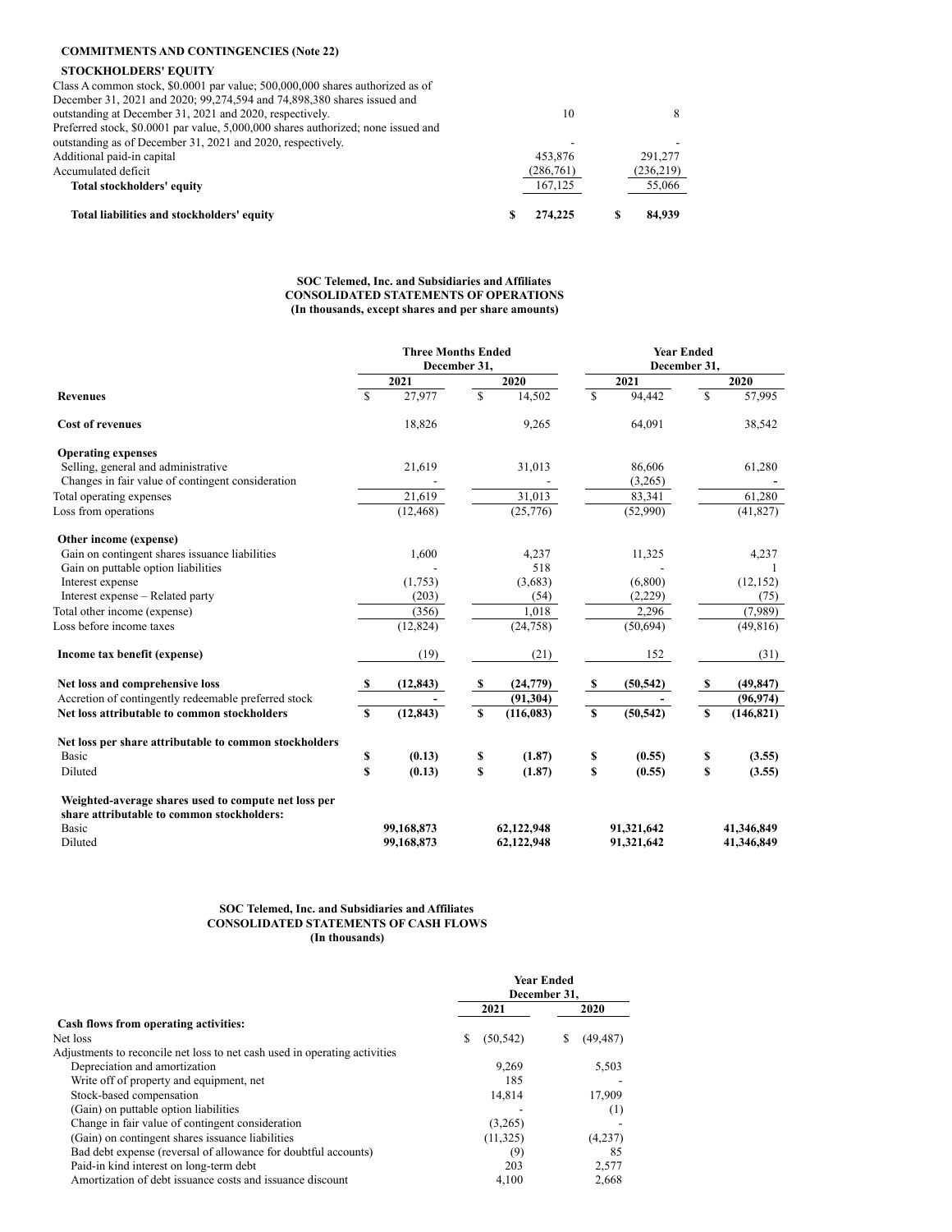| | | |
|---|---|---|
| **COMMITMENTS AND CONTINGENCIES (Note 22)** | | |
| **STOCKHOLDERS' EQUITY** | | |
| Class A common stock, $0.0001 par value; 500,000,000 shares authorized as of December 31, 2021 and 2020; 99,274,594 and 74,898,380 shares issued and outstanding at December 31, 2021 and 2020, respectively. | 10 | 8 |
| Preferred stock, $0.0001 par value, 5,000,000 shares authorized; none issued and outstanding as of December 31, 2021 and 2020, respectively. | - | - |
| Additional paid-in capital | 453,876 | 291,277 |
| Accumulated deficit | (286,761) | (236,219) |
| **Total stockholders' equity** | 167,125 | 55,066 |
| **Total liabilities and stockholders' equity** | **$ 274,225** | **$ 84,939** |

**SOC Telemed, Inc. and Subsidiaries and Affiliates**
**CONSOLIDATED STATEMENTS OF OPERATIONS**
**(In thousands, except shares and per share amounts)**

| | Three Months Ended December 31, | | Year Ended December 31, | |
|---|---|---|---|---|
| | 2021 | 2020 | 2021 | 2020 |
| **Revenues** | $ 27,977 | $ 14,502 | $ 94,442 | $ 57,995 |
| **Cost of revenues** | 18,826 | 9,265 | 64,091 | 38,542 |
| **Operating expenses** | | | | |
| Selling, general and administrative | 21,619 | 31,013 | 86,606 | 61,280 |
| Changes in fair value of contingent consideration | - | - | (3,265) | - |
| Total operating expenses | 21,619 | 31,013 | 83,341 | 61,280 |
| Loss from operations | (12,468) | (25,776) | (52,990) | (41,827) |
| **Other income (expense)** | | | | |
| Gain on contingent shares issuance liabilities | 1,600 | 4,237 | 11,325 | 4,237 |
| Gain on puttable option liabilities | - | 518 | - | 1 |
| Interest expense | (1,753) | (3,683) | (6,800) | (12,152) |
| Interest expense – Related party | (203) | (54) | (2,229) | (75) |
| Total other income (expense) | (356) | 1,018 | 2,296 | (7,989) |
| Loss before income taxes | (12,824) | (24,758) | (50,694) | (49,816) |
| **Income tax benefit (expense)** | (19) | (21) | 152 | (31) |
| **Net loss and comprehensive loss** | **$ (12,843)** | **$ (24,779)** | **$ (50,542)** | **$ (49,847)** |
| Accretion of contingently redeemable preferred stock | - | **(91,304)** | - | **(96,974)** |
| **Net loss attributable to common stockholders** | **$ (12,843)** | **$ (116,083)** | **$ (50,542)** | **$ (146,821)** |
| **Net loss per share attributable to common stockholders** | | | | |
| Basic | **$ (0.13)** | **$ (1.87)** | **$ (0.55)** | **$ (3.55)** |
| Diluted | **$ (0.13)** | **$ (1.87)** | **$ (0.55)** | **$ (3.55)** |
| **Weighted-average shares used to compute net loss per share attributable to common stockholders:** | | | | |
| Basic | **99,168,873** | **62,122,948** | **91,321,642** | **41,346,849** |
| Diluted | **99,168,873** | **62,122,948** | **91,321,642** | **41,346,849** |

**SOC Telemed, Inc. and Subsidiaries and Affiliates**
**CONSOLIDATED STATEMENTS OF CASH FLOWS**
**(In thousands)**

| | Year Ended December 31, | |
|---|---|---|
| | 2021 | 2020 |
| **Cash flows from operating activities:** | | |
| Net loss | $ (50,542) | $ (49,487) |
| Adjustments to reconcile net loss to net cash used in operating activities | | |
| Depreciation and amortization | 9,269 | 5,503 |
| Write off of property and equipment, net | 185 | - |
| Stock-based compensation | 14,814 | 17,909 |
| (Gain) on puttable option liabilities | - | (1) |
| Change in fair value of contingent consideration | (3,265) | - |
| (Gain) on contingent shares issuance liabilities | (11,325) | (4,237) |
| Bad debt expense (reversal of allowance for doubtful accounts) | (9) | 85 |
| Paid-in kind interest on long-term debt | 203 | 2,577 |
| Amortization of debt issuance costs and issuance discount | 4,100 | 2,668 |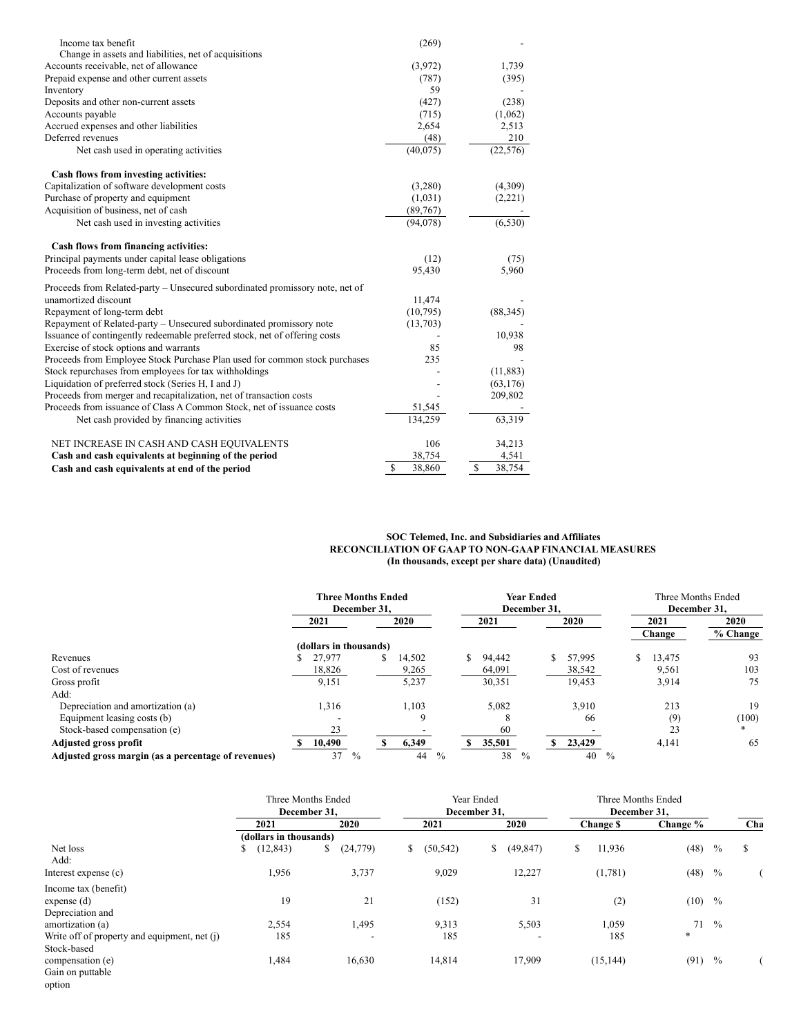| | | |
|---|---|---|
| Income tax benefit | (269) | - |
| Change in assets and liabilities, net of acquisitions | | |
| Accounts receivable, net of allowance | (3,972) | 1,739 |
| Prepaid expense and other current assets | (787) | (395) |
| Inventory | 59 | - |
| Deposits and other non-current assets | (427) | (238) |
| Accounts payable | (715) | (1,062) |
| Accrued expenses and other liabilities | 2,654 | 2,513 |
| Deferred revenues | (48) | 210 |
| Net cash used in operating activities | (40,075) | (22,576) |
| **Cash flows from investing activities:** | | |
| Capitalization of software development costs | (3,280) | (4,309) |
| Purchase of property and equipment | (1,031) | (2,221) |
| Acquisition of business, net of cash | (89,767) | - |
| Net cash used in investing activities | (94,078) | (6,530) |
| **Cash flows from financing activities:** | | |
| Principal payments under capital lease obligations | (12) | (75) |
| Proceeds from long-term debt, net of discount | 95,430 | 5,960 |
| Proceeds from Related-party – Unsecured subordinated promissory note, net of unamortized discount | 11,474 | - |
| Repayment of long-term debt | (10,795) | (88,345) |
| Repayment of Related-party – Unsecured subordinated promissory note | (13,703) | - |
| Issuance of contingently redeemable preferred stock, net of offering costs | - | 10,938 |
| Exercise of stock options and warrants | 85 | 98 |
| Proceeds from Employee Stock Purchase Plan used for common stock purchases | 235 | - |
| Stock repurchases from employees for tax withholdings | - | (11,883) |
| Liquidation of preferred stock (Series H, I and J) | - | (63,176) |
| Proceeds from merger and recapitalization, net of transaction costs | - | 209,802 |
| Proceeds from issuance of Class A Common Stock, net of issuance costs | 51,545 | - |
| Net cash provided by financing activities | 134,259 | 63,319 |
| NET INCREASE IN CASH AND CASH EQUIVALENTS | 106 | 34,213 |
| **Cash and cash equivalents at beginning of the period** | 38,754 | 4,541 |
| **Cash and cash equivalents at end of the period** | $ 38,860 | $ 38,754 |

**SOC Telemed, Inc. and Subsidiaries and Affiliates**
**RECONCILIATION OF GAAP TO NON-GAAP FINANCIAL MEASURES**
**(In thousands, except per share data) (Unaudited)**

| | **Three Months Ended December 31,** | | **Year Ended December 31,** | | Three Months Ended December 31, | |
|---|---|---|---|---|---|---|
| | **2021** | **2020** | **2021** | **2020** | **2021 Change** | **2020 % Change** |
| | **(dollars in thousands)** | | | | | |
| Revenues | $ 27,977 | $ 14,502 | $ 94,442 | $ 57,995 | $ 13,475 | 93 |
| Cost of revenues | 18,826 | 9,265 | 64,091 | 38,542 | 9,561 | 103 |
| Gross profit | 9,151 | 5,237 | 30,351 | 19,453 | 3,914 | 75 |
| Add: | | | | | | |
| Depreciation and amortization (a) | 1,316 | 1,103 | 5,082 | 3,910 | 213 | 19 |
| Equipment leasing costs (b) | - | 9 | 8 | 66 | (9) | (100) |
| Stock-based compensation (e) | 23 | - | 60 | - | 23 | * |
| **Adjusted gross profit** | **$ 10,490** | **$ 6,349** | **$ 35,501** | **$ 23,429** | 4,141 | 65 |
| **Adjusted gross margin (as a percentage of revenues)** | 37 % | 44 % | 38 % | 40 % | | |

| | Three Months Ended December 31, | | Year Ended December 31, | | Three Months Ended December 31, | | Cha |
|---|---|---|---|---|---|---|---|
| | **2021** | **2020** | **2021** | **2020** | **Change $** | **Change %** | |
| | **(dollars in thousands)** | | | | | | |
| Net loss | $ (12,843) | $ (24,779) | $ (50,542) | $ (49,847) | $ 11,936 | (48) % | $ |
| Add: | | | | | | | |
| Interest expense (c) | 1,956 | 3,737 | 9,029 | 12,227 | (1,781) | (48) % | ( |
| Income tax (benefit) expense (d) | 19 | 21 | (152) | 31 | (2) | (10) % | |
| Depreciation and amortization (a) | 2,554 | 1,495 | 9,313 | 5,503 | 1,059 | 71 % | |
| Write off of property and equipment, net (j) | 185 | - | 185 | - | 185 | * | |
| Stock-based compensation (e) | 1,484 | 16,630 | 14,814 | 17,909 | (15,144) | (91) % | ( |
| Gain on puttable option | | | | | | | |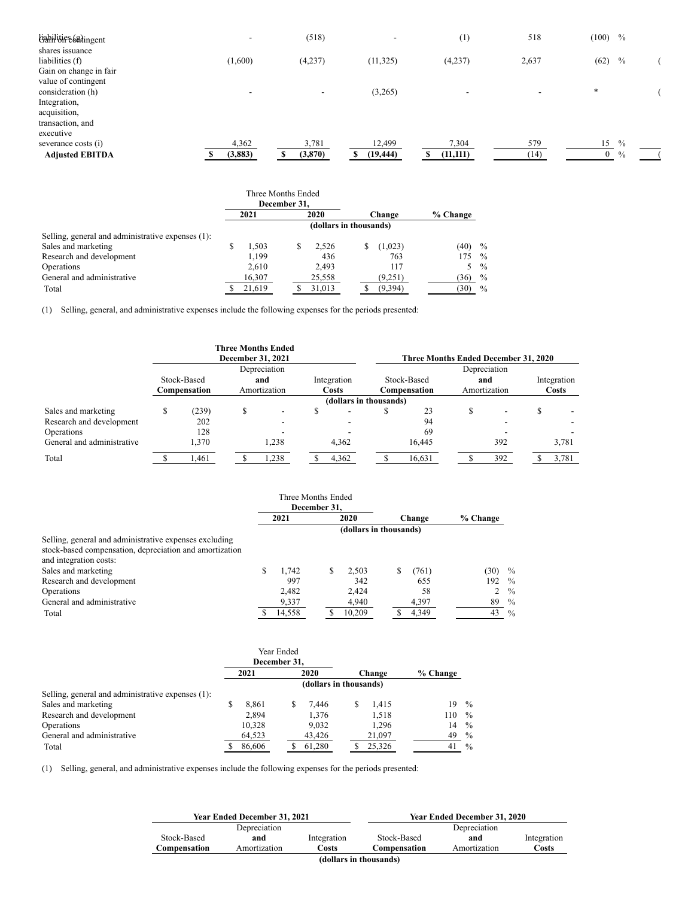| | | | | | | | |
|---|---|---|---|---|---|---|---|
| Gain on contingent liabilities (g) | - | (518) | - | (1) | 518 | (100) % | |
| shares issuance liabilities (f) | (1,600) | (4,237) | (11,325) | (4,237) | 2,637 | (62) % | ( |
| Gain on change in fair value of contingent consideration (h) | - | - | (3,265) | - | - | * | ( |
| Integration, acquisition, transaction, and executive severance costs (i) | 4,362 | 3,781 | 12,499 | 7,304 | 579 | 15 % | |
| **Adjusted EBITDA** | **$ (3,883)** | **$ (3,870)** | **$ (19,444)** | **$ (11,111)** | (14) | 0 % | ( |

| | Three Months Ended December 31, 2021 | 2020 | Change | % Change |
|---|---|---|---|---|
| | (dollars in thousands) | | | |
| Selling, general and administrative expenses (1): | | | | |
| Sales and marketing | $ 1,503 | $ 2,526 | $ (1,023) | (40) % |
| Research and development | 1,199 | 436 | 763 | 175 % |
| Operations | 2,610 | 2,493 | 117 | 5 % |
| General and administrative | 16,307 | 25,558 | (9,251) | (36) % |
| Total | $ 21,619 | $ 31,013 | $ (9,394) | (30) % |

(1) Selling, general, and administrative expenses include the following expenses for the periods presented:

| | Three Months Ended December 31, 2021 | | | Three Months Ended December 31, 2020 | | |
|---|---|---|---|---|---|---|
| | Stock-Based Compensation | Depreciation and Amortization | Integration Costs | Stock-Based Compensation | Depreciation and Amortization | Integration Costs |
| | (dollars in thousands) | | | | | |
| Sales and marketing | $ (239) | $ - | $ - | $ 23 | $ - | $ - |
| Research and development | 202 | - | - | 94 | - | - |
| Operations | 128 | - | - | 69 | - | - |
| General and administrative | 1,370 | 1,238 | 4,362 | 16,445 | 392 | 3,781 |
| Total | $ 1,461 | $ 1,238 | $ 4,362 | $ 16,631 | $ 392 | $ 3,781 |

| | Three Months Ended December 31, 2021 | 2020 | Change | % Change |
|---|---|---|---|---|
| | (dollars in thousands) | | | |
| Selling, general and administrative expenses excluding stock-based compensation, depreciation and amortization and integration costs: | | | | |
| Sales and marketing | $ 1,742 | $ 2,503 | $ (761) | (30) % |
| Research and development | 997 | 342 | 655 | 192 % |
| Operations | 2,482 | 2,424 | 58 | 2 % |
| General and administrative | 9,337 | 4,940 | 4,397 | 89 % |
| Total | $ 14,558 | $ 10,209 | $ 4,349 | 43 % |

| | Year Ended December 31, 2021 | 2020 | Change | % Change |
|---|---|---|---|---|
| | (dollars in thousands) | | | |
| Selling, general and administrative expenses (1): | | | | |
| Sales and marketing | $ 8,861 | $ 7,446 | $ 1,415 | 19 % |
| Research and development | 2,894 | 1,376 | 1,518 | 110 % |
| Operations | 10,328 | 9,032 | 1,296 | 14 % |
| General and administrative | 64,523 | 43,426 | 21,097 | 49 % |
| Total | $ 86,606 | $ 61,280 | $ 25,326 | 41 % |

(1) Selling, general, and administrative expenses include the following expenses for the periods presented:

| Year Ended December 31, 2021 | | | Year Ended December 31, 2020 | | |
|---|---|---|---|---|---|
| Stock-Based Compensation | Depreciation and Amortization | Integration Costs | Stock-Based Compensation | Depreciation and Amortization | Integration Costs |
| (dollars in thousands) | | | | | |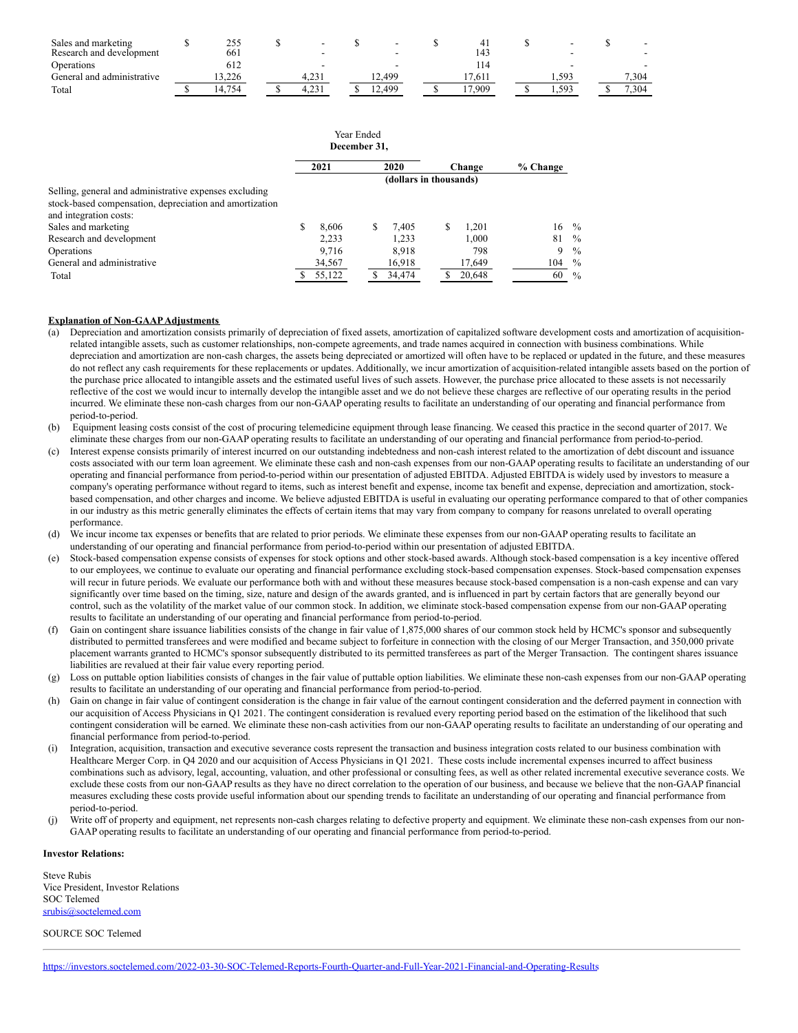| | | | | | | |
|---|---|---|---|---|---|---|
| Sales and marketing | $ 255 | $ - | $ - | $ 41 | $ - | $ - |
| Research and development | 661 | - | - | 143 | - | - |
| Operations | 612 | - | - | 114 | - | - |
| General and administrative | 13,226 | 4,231 | 12,499 | 17,611 | 1,593 | 7,304 |
| Total | $ 14,754 | $ 4,231 | $ 12,499 | $ 17,909 | $ 1,593 | $ 7,304 |

| | Year Ended December 31, | | | |
|---|---|---|---|---|
| | 2021 | 2020 | Change | % Change |
| | (dollars in thousands) | | | |
| Selling, general and administrative expenses excluding stock-based compensation, depreciation and amortization and integration costs: | | | | |
| Sales and marketing | $ 8,606 | $ 7,405 | $ 1,201 | 16 % |
| Research and development | 2,233 | 1,233 | 1,000 | 81 % |
| Operations | 9,716 | 8,918 | 798 | 9 % |
| General and administrative | 34,567 | 16,918 | 17,649 | 104 % |
| Total | $ 55,122 | $ 34,474 | $ 20,648 | 60 % |

**Explanation of Non-GAAP Adjustments**

(a) Depreciation and amortization consists primarily of depreciation of fixed assets, amortization of capitalized software development costs and amortization of acquisition-related intangible assets, such as customer relationships, non-compete agreements, and trade names acquired in connection with business combinations. While depreciation and amortization are non-cash charges, the assets being depreciated or amortized will often have to be replaced or updated in the future, and these measures do not reflect any cash requirements for these replacements or updates. Additionally, we incur amortization of acquisition-related intangible assets based on the portion of the purchase price allocated to intangible assets and the estimated useful lives of such assets. However, the purchase price allocated to these assets is not necessarily reflective of the cost we would incur to internally develop the intangible asset and we do not believe these charges are reflective of our operating results in the period incurred. We eliminate these non-cash charges from our non-GAAP operating results to facilitate an understanding of our operating and financial performance from period-to-period.

(b) Equipment leasing costs consist of the cost of procuring telemedicine equipment through lease financing. We ceased this practice in the second quarter of 2017. We eliminate these charges from our non-GAAP operating results to facilitate an understanding of our operating and financial performance from period-to-period.

(c) Interest expense consists primarily of interest incurred on our outstanding indebtedness and non-cash interest related to the amortization of debt discount and issuance costs associated with our term loan agreement. We eliminate these cash and non-cash expenses from our non-GAAP operating results to facilitate an understanding of our operating and financial performance from period-to-period within our presentation of adjusted EBITDA. Adjusted EBITDA is widely used by investors to measure a company's operating performance without regard to items, such as interest benefit and expense, income tax benefit and expense, depreciation and amortization, stock-based compensation, and other charges and income. We believe adjusted EBITDA is useful in evaluating our operating performance compared to that of other companies in our industry as this metric generally eliminates the effects of certain items that may vary from company to company for reasons unrelated to overall operating performance.

(d) We incur income tax expenses or benefits that are related to prior periods. We eliminate these expenses from our non-GAAP operating results to facilitate an understanding of our operating and financial performance from period-to-period within our presentation of adjusted EBITDA.

(e) Stock-based compensation expense consists of expenses for stock options and other stock-based awards. Although stock-based compensation is a key incentive offered to our employees, we continue to evaluate our operating and financial performance excluding stock-based compensation expenses. Stock-based compensation expenses will recur in future periods. We evaluate our performance both with and without these measures because stock-based compensation is a non-cash expense and can vary significantly over time based on the timing, size, nature and design of the awards granted, and is influenced in part by certain factors that are generally beyond our control, such as the volatility of the market value of our common stock. In addition, we eliminate stock-based compensation expense from our non-GAAP operating results to facilitate an understanding of our operating and financial performance from period-to-period.

(f) Gain on contingent share issuance liabilities consists of the change in fair value of 1,875,000 shares of our common stock held by HCMC's sponsor and subsequently distributed to permitted transferees and were modified and became subject to forfeiture in connection with the closing of our Merger Transaction, and 350,000 private placement warrants granted to HCMC's sponsor subsequently distributed to its permitted transferees as part of the Merger Transaction. The contingent shares issuance liabilities are revalued at their fair value every reporting period.

(g) Loss on puttable option liabilities consists of changes in the fair value of puttable option liabilities. We eliminate these non-cash expenses from our non-GAAP operating results to facilitate an understanding of our operating and financial performance from period-to-period.

(h) Gain on change in fair value of contingent consideration is the change in fair value of the earnout contingent consideration and the deferred payment in connection with our acquisition of Access Physicians in Q1 2021. The contingent consideration is revalued every reporting period based on the estimation of the likelihood that such contingent consideration will be earned. We eliminate these non-cash activities from our non-GAAP operating results to facilitate an understanding of our operating and financial performance from period-to-period.

(i) Integration, acquisition, transaction and executive severance costs represent the transaction and business integration costs related to our business combination with Healthcare Merger Corp. in Q4 2020 and our acquisition of Access Physicians in Q1 2021. These costs include incremental expenses incurred to affect business combinations such as advisory, legal, accounting, valuation, and other professional or consulting fees, as well as other related incremental executive severance costs. We exclude these costs from our non-GAAP results as they have no direct correlation to the operation of our business, and because we believe that the non-GAAP financial measures excluding these costs provide useful information about our spending trends to facilitate an understanding of our operating and financial performance from period-to-period.

(j) Write off of property and equipment, net represents non-cash charges relating to defective property and equipment. We eliminate these non-cash expenses from our non-GAAP operating results to facilitate an understanding of our operating and financial performance from period-to-period.

**Investor Relations:**

Steve Rubis
Vice President, Investor Relations
SOC Telemed
srubis@soctelemed.com

SOURCE SOC Telemed

https://investors.soctelemed.com/2022-03-30-SOC-Telemed-Reports-Fourth-Quarter-and-Full-Year-2021-Financial-and-Operating-Results